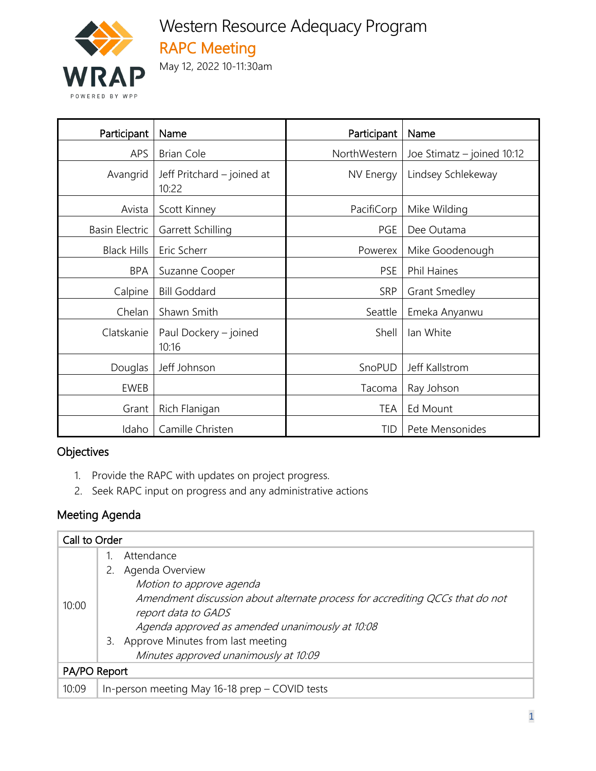# Western Resource Adequacy Program

## RAPC Meeting

May 12, 2022 10-11:30am

| Participant | Name | Participant | Name |
|---|---|---|---|
| APS | Brian Cole | NorthWestern | Joe Stimatz – joined 10:12 |
| Avangrid | Jeff Pritchard – joined at 10:22 | NV Energy | Lindsey Schlekeway |
| Avista | Scott Kinney | PacifiCorp | Mike Wilding |
| Basin Electric | Garrett Schilling | PGE | Dee Outama |
| Black Hills | Eric Scherr | Powerex | Mike Goodenough |
| BPA | Suzanne Cooper | PSE | Phil Haines |
| Calpine | Bill Goddard | SRP | Grant Smedley |
| Chelan | Shawn Smith | Seattle | Emeka Anyanwu |
| Clatskanie | Paul Dockery – joined 10:16 | Shell | Ian White |
| Douglas | Jeff Johnson | SnoPUD | Jeff Kallstrom |
| EWEB | | Tacoma | Ray Johson |
| Grant | Rich Flanigan | TEA | Ed Mount |
| Idaho | Camille Christen | TID | Pete Mensonides |

## Objectives

1. Provide the RAPC with updates on project progress.
2. Seek RAPC input on progress and any administrative actions

## Meeting Agenda

| Call to Order | |
|---|---|
| 10:00 | 1. Attendance<br>2. Agenda Overview<br>*Motion to approve agenda*<br>*Amendment discussion about alternate process for accrediting QCCs that do not report data to GADS*<br>*Agenda approved as amended unanimously at 10:08*<br>3. Approve Minutes from last meeting<br>*Minutes approved unanimously at 10:09* |
| **PA/PO Report** | |
| 10:09 | In-person meeting May 16-18 prep – COVID tests |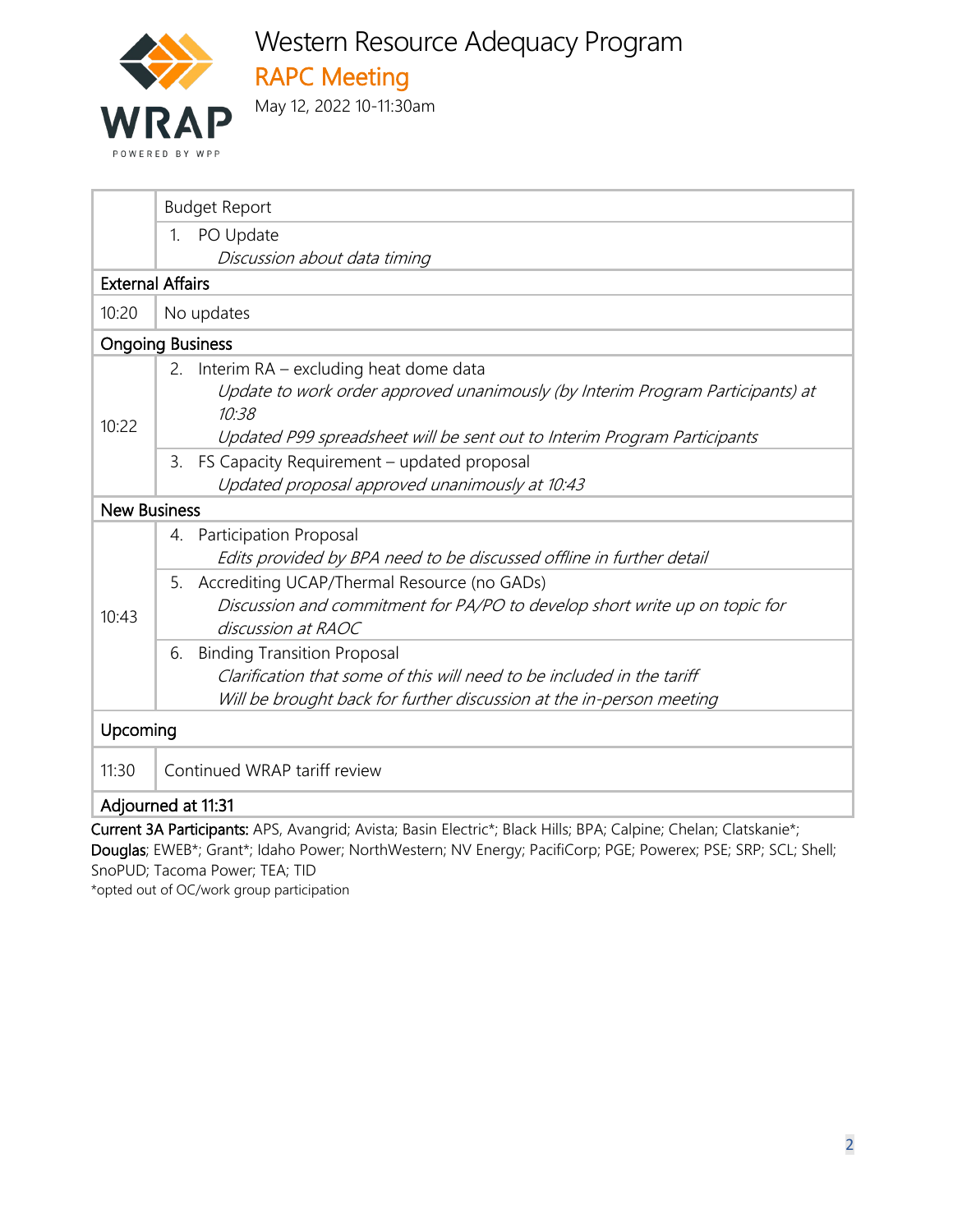# Western Resource Adequacy Program

## RAPC Meeting

May 12, 2022 10-11:30am

| | |
|---|---|
| | Budget Report |
| | 1. PO Update<br>*Discussion about data timing* |
| **External Affairs** | |
| 10:20 | No updates |
| **Ongoing Business** | |
| 10:22 | 2. Interim RA – excluding heat dome data<br>*Update to work order approved unanimously (by Interim Program Participants) at 10:38*<br>*Updated P99 spreadsheet will be sent out to Interim Program Participants* |
| | 3. FS Capacity Requirement – updated proposal<br>*Updated proposal approved unanimously at 10:43* |
| **New Business** | |
| 10:43 | 4. Participation Proposal<br>*Edits provided by BPA need to be discussed offline in further detail* |
| | 5. Accrediting UCAP/Thermal Resource (no GADs)<br>*Discussion and commitment for PA/PO to develop short write up on topic for discussion at RAOC* |
| | 6. Binding Transition Proposal<br>*Clarification that some of this will need to be included in the tariff*<br>*Will be brought back for further discussion at the in-person meeting* |
| **Upcoming** | |
| 11:30 | Continued WRAP tariff review |
| **Adjourned at 11:31** | |

**Current 3A Participants:** APS, Avangrid; Avista; Basin Electric*; Black Hills; BPA; Calpine; Chelan; Clatskanie*; **Douglas**; EWEB*; Grant*; Idaho Power; NorthWestern; NV Energy; PacifiCorp; PGE; Powerex; PSE; SRP; SCL; Shell; SnoPUD; Tacoma Power; TEA; TID

*opted out of OC/work group participation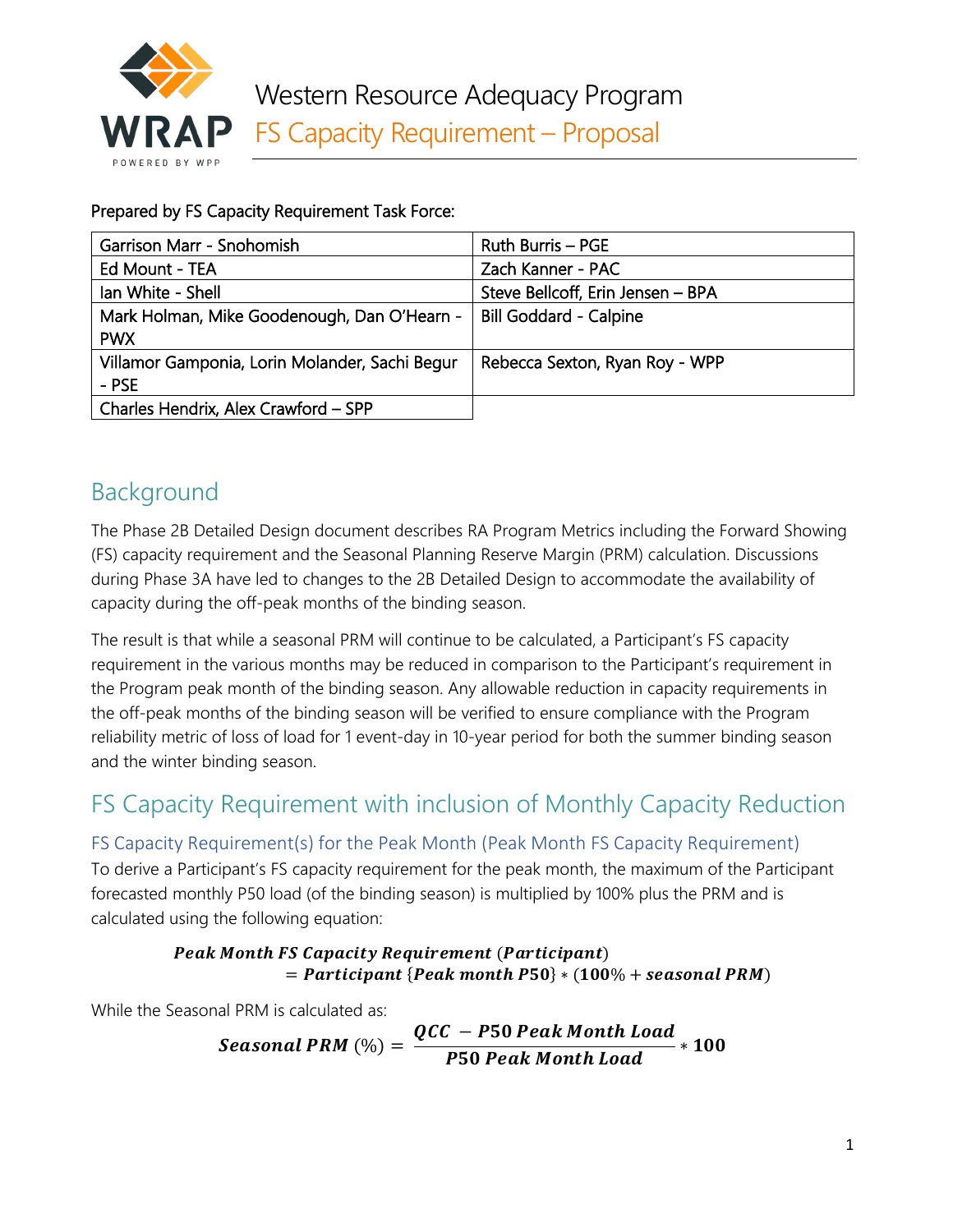# Western Resource Adequacy Program

## FS Capacity Requirement – Proposal

Prepared by FS Capacity Requirement Task Force:

| | |
|---|---|
| Garrison Marr - Snohomish | Ruth Burris – PGE |
| Ed Mount - TEA | Zach Kanner - PAC |
| Ian White - Shell | Steve Bellcoff, Erin Jensen – BPA |
| Mark Holman, Mike Goodenough, Dan O'Hearn - PWX | Bill Goddard - Calpine |
| Villamor Gamponia, Lorin Molander, Sachi Begur - PSE | Rebecca Sexton, Ryan Roy - WPP |
| Charles Hendrix, Alex Crawford – SPP | |

## Background

The Phase 2B Detailed Design document describes RA Program Metrics including the Forward Showing (FS) capacity requirement and the Seasonal Planning Reserve Margin (PRM) calculation. Discussions during Phase 3A have led to changes to the 2B Detailed Design to accommodate the availability of capacity during the off-peak months of the binding season.

The result is that while a seasonal PRM will continue to be calculated, a Participant's FS capacity requirement in the various months may be reduced in comparison to the Participant's requirement in the Program peak month of the binding season. Any allowable reduction in capacity requirements in the off-peak months of the binding season will be verified to ensure compliance with the Program reliability metric of loss of load for 1 event-day in 10-year period for both the summer binding season and the winter binding season.

## FS Capacity Requirement with inclusion of Monthly Capacity Reduction

### FS Capacity Requirement(s) for the Peak Month (Peak Month FS Capacity Requirement)

To derive a Participant's FS capacity requirement for the peak month, the maximum of the Participant forecasted monthly P50 load (of the binding season) is multiplied by 100% plus the PRM and is calculated using the following equation:

$$\textbf{\textit{Peak Month FS Capacity Requirement}}\ (\textbf{\textit{Participant}}) = \textbf{\textit{Participant}}\ \{\textbf{\textit{Peak month P50}}\} * (\mathbf{100\%} + \textbf{\textit{seasonal PRM}})$$

While the Seasonal PRM is calculated as:

$$\textbf{\textit{Seasonal PRM}}\ (\%) = \frac{\textbf{\textit{QCC}} - \textbf{\textit{P50 Peak Month Load}}}{\textbf{\textit{P50 Peak Month Load}}} * \mathbf{100}$$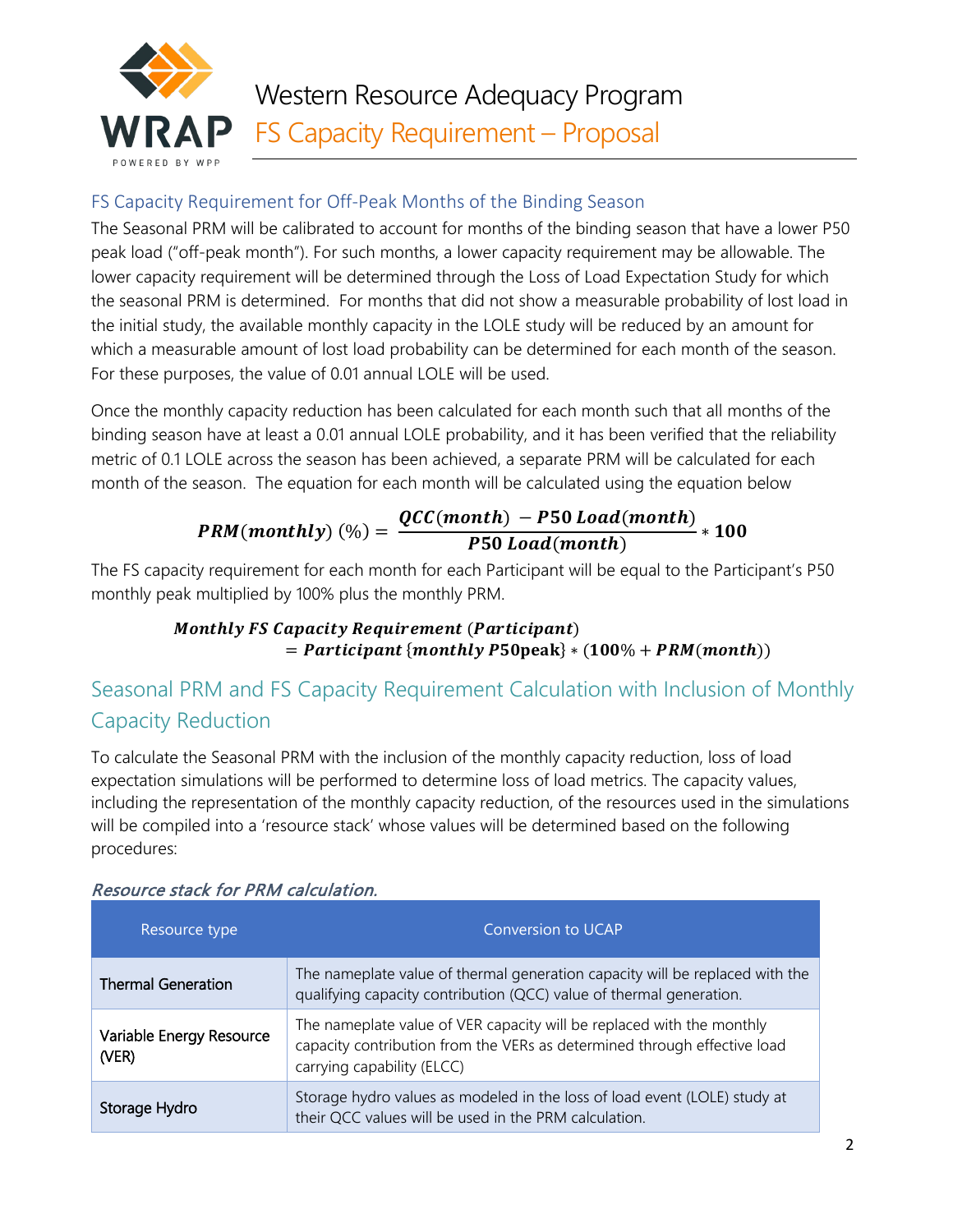## FS Capacity Requirement for Off-Peak Months of the Binding Season

The Seasonal PRM will be calibrated to account for months of the binding season that have a lower P50 peak load ("off-peak month"). For such months, a lower capacity requirement may be allowable. The lower capacity requirement will be determined through the Loss of Load Expectation Study for which the seasonal PRM is determined. For months that did not show a measurable probability of lost load in the initial study, the available monthly capacity in the LOLE study will be reduced by an amount for which a measurable amount of lost load probability can be determined for each month of the season. For these purposes, the value of 0.01 annual LOLE will be used.

Once the monthly capacity reduction has been calculated for each month such that all months of the binding season have at least a 0.01 annual LOLE probability, and it has been verified that the reliability metric of 0.1 LOLE across the season has been achieved, a separate PRM will be calculated for each month of the season. The equation for each month will be calculated using the equation below

$$\boldsymbol{PRM(monthly)}\ (\%) = \frac{\boldsymbol{QCC(month)\ - P50\ Load(month)}}{\boldsymbol{P50\ Load(month)}} * \mathbf{100}$$

The FS capacity requirement for each month for each Participant will be equal to the Participant's P50 monthly peak multiplied by 100% plus the monthly PRM.

$$\boldsymbol{Monthly\ FS\ Capacity\ Requirement\ (Participant)} = \boldsymbol{Participant\ \{monthly\ P50peak\}} * (\mathbf{100\%} + \boldsymbol{PRM(month)})$$

## Seasonal PRM and FS Capacity Requirement Calculation with Inclusion of Monthly Capacity Reduction

To calculate the Seasonal PRM with the inclusion of the monthly capacity reduction, loss of load expectation simulations will be performed to determine loss of load metrics. The capacity values, including the representation of the monthly capacity reduction, of the resources used in the simulations will be compiled into a 'resource stack' whose values will be determined based on the following procedures:

***Resource stack for PRM calculation.***

| Resource type | Conversion to UCAP |
|---|---|
| Thermal Generation | The nameplate value of thermal generation capacity will be replaced with the qualifying capacity contribution (QCC) value of thermal generation. |
| Variable Energy Resource (VER) | The nameplate value of VER capacity will be replaced with the monthly capacity contribution from the VERs as determined through effective load carrying capability (ELCC) |
| Storage Hydro | Storage hydro values as modeled in the loss of load event (LOLE) study at their QCC values will be used in the PRM calculation. |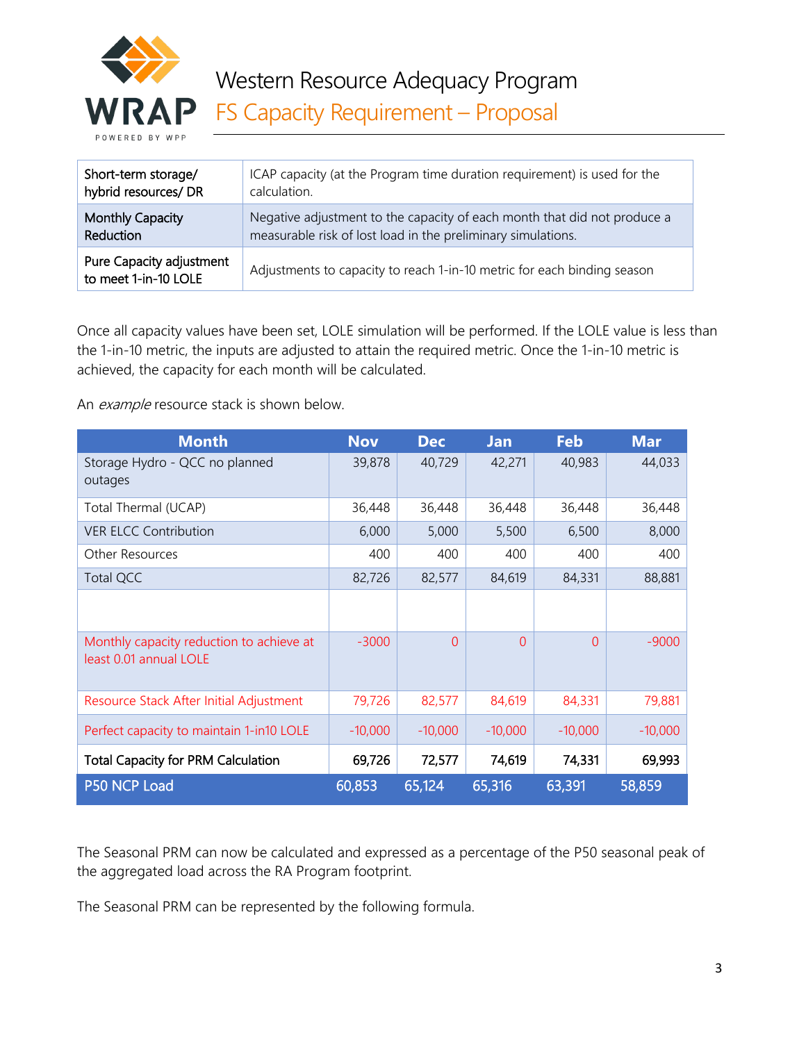| | |
|---|---|
| Short-term storage/ hybrid resources/ DR | ICAP capacity (at the Program time duration requirement) is used for the calculation. |
| Monthly Capacity Reduction | Negative adjustment to the capacity of each month that did not produce a measurable risk of lost load in the preliminary simulations. |
| Pure Capacity adjustment to meet 1-in-10 LOLE | Adjustments to capacity to reach 1-in-10 metric for each binding season |

Once all capacity values have been set, LOLE simulation will be performed. If the LOLE value is less than the 1-in-10 metric, the inputs are adjusted to attain the required metric. Once the 1-in-10 metric is achieved, the capacity for each month will be calculated.

An *example* resource stack is shown below.

| Month | Nov | Dec | Jan | Feb | Mar |
|---|---|---|---|---|---|
| Storage Hydro - QCC no planned outages | 39,878 | 40,729 | 42,271 | 40,983 | 44,033 |
| Total Thermal (UCAP) | 36,448 | 36,448 | 36,448 | 36,448 | 36,448 |
| VER ELCC Contribution | 6,000 | 5,000 | 5,500 | 6,500 | 8,000 |
| Other Resources | 400 | 400 | 400 | 400 | 400 |
| Total QCC | 82,726 | 82,577 | 84,619 | 84,331 | 88,881 |
| | | | | | |
| Monthly capacity reduction to achieve at least 0.01 annual LOLE | -3000 | 0 | 0 | 0 | -9000 |
| Resource Stack After Initial Adjustment | 79,726 | 82,577 | 84,619 | 84,331 | 79,881 |
| Perfect capacity to maintain 1-in10 LOLE | -10,000 | -10,000 | -10,000 | -10,000 | -10,000 |
| **Total Capacity for PRM Calculation** | **69,726** | **72,577** | **74,619** | **74,331** | **69,993** |
| P50 NCP Load | 60,853 | 65,124 | 65,316 | 63,391 | 58,859 |

The Seasonal PRM can now be calculated and expressed as a percentage of the P50 seasonal peak of the aggregated load across the RA Program footprint.

The Seasonal PRM can be represented by the following formula.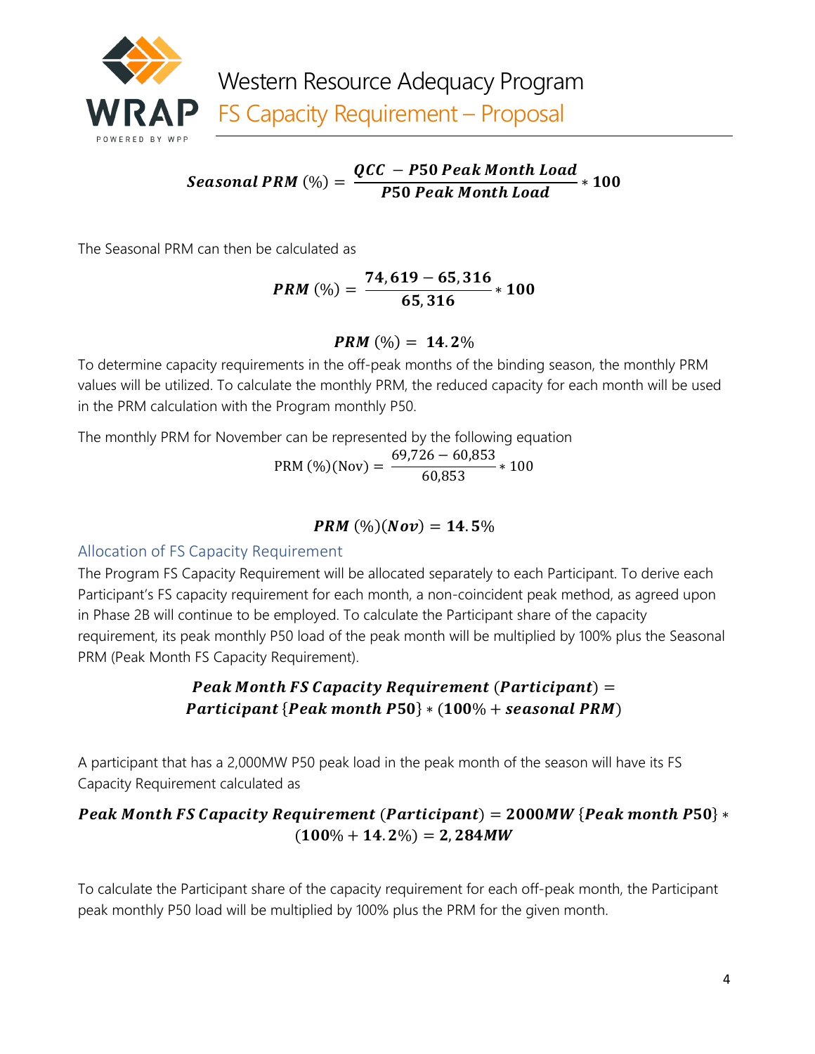$$\textit{\textbf{Seasonal PRM}}\ (\%) = \frac{\textit{\textbf{QCC}} - \textit{\textbf{P50 Peak Month Load}}}{\textit{\textbf{P50 Peak Month Load}}} * \mathbf{100}$$

The Seasonal PRM can then be calculated as

$$\textit{\textbf{PRM}}\ (\%) = \frac{\mathbf{74,619 - 65,316}}{\mathbf{65,316}} * \mathbf{100}$$

$$\textit{\textbf{PRM}}\ (\%) = \mathbf{14.2\%}$$

To determine capacity requirements in the off-peak months of the binding season, the monthly PRM values will be utilized. To calculate the monthly PRM, the reduced capacity for each month will be used in the PRM calculation with the Program monthly P50.

The monthly PRM for November can be represented by the following equation

$$\text{PRM}\ (\%)(\text{Nov}) = \frac{69{,}726 - 60{,}853}{60{,}853} * 100$$

$$\textit{\textbf{PRM}}\ (\%)(\textit{\textbf{Nov}}) = \mathbf{14.5\%}$$

### Allocation of FS Capacity Requirement

The Program FS Capacity Requirement will be allocated separately to each Participant. To derive each Participant's FS capacity requirement for each month, a non-coincident peak method, as agreed upon in Phase 2B will continue to be employed. To calculate the Participant share of the capacity requirement, its peak monthly P50 load of the peak month will be multiplied by 100% plus the Seasonal PRM (Peak Month FS Capacity Requirement).

$$\textit{\textbf{Peak Month FS Capacity Requirement}}\ (\textit{\textbf{Participant}}) = \textit{\textbf{Participant}}\ \{\textit{\textbf{Peak month P50}}\} * (\mathbf{100\%} + \textit{\textbf{seasonal PRM}})$$

A participant that has a 2,000MW P50 peak load in the peak month of the season will have its FS Capacity Requirement calculated as

$$\textit{\textbf{Peak Month FS Capacity Requirement}}\ (\textit{\textbf{Participant}}) = \mathbf{2000}\textit{\textbf{MW}}\ \{\textit{\textbf{Peak month P50}}\} * (\mathbf{100\%} + \mathbf{14.2\%}) = \mathbf{2,284}\textit{\textbf{MW}}$$

To calculate the Participant share of the capacity requirement for each off-peak month, the Participant peak monthly P50 load will be multiplied by 100% plus the PRM for the given month.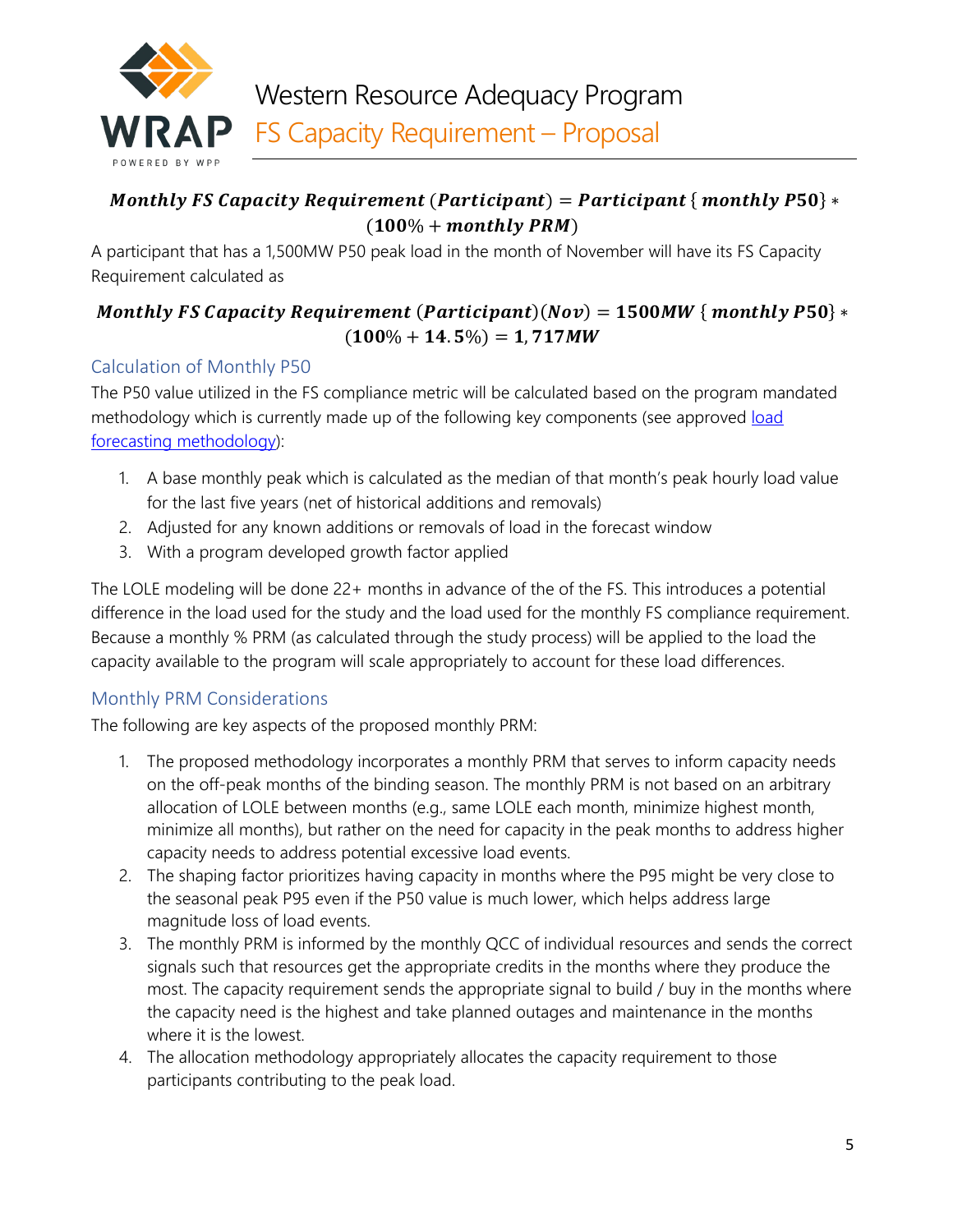$$\textit{\textbf{Monthly FS Capacity Requirement}}\ (\textit{\textbf{Participant}}) = \textit{\textbf{Participant}}\ \{\ \textit{\textbf{monthly P50}}\} * (\mathbf{100\%} + \textit{\textbf{monthly PRM}})$$

A participant that has a 1,500MW P50 peak load in the month of November will have its FS Capacity Requirement calculated as

$$\textit{\textbf{Monthly FS Capacity Requirement}}\ (\textit{\textbf{Participant}})(\textit{\textbf{Nov}}) = \mathbf{1500}\textit{\textbf{MW}}\ \{\ \textit{\textbf{monthly P50}}\} * (\mathbf{100\%} + \mathbf{14.5\%}) = \mathbf{1,717}\textit{\textbf{MW}}$$

## Calculation of Monthly P50

The P50 value utilized in the FS compliance metric will be calculated based on the program mandated methodology which is currently made up of the following key components (see approved load forecasting methodology):

1. A base monthly peak which is calculated as the median of that month's peak hourly load value for the last five years (net of historical additions and removals)
2. Adjusted for any known additions or removals of load in the forecast window
3. With a program developed growth factor applied

The LOLE modeling will be done 22+ months in advance of the of the FS. This introduces a potential difference in the load used for the study and the load used for the monthly FS compliance requirement. Because a monthly % PRM (as calculated through the study process) will be applied to the load the capacity available to the program will scale appropriately to account for these load differences.

## Monthly PRM Considerations

The following are key aspects of the proposed monthly PRM:

1. The proposed methodology incorporates a monthly PRM that serves to inform capacity needs on the off-peak months of the binding season. The monthly PRM is not based on an arbitrary allocation of LOLE between months (e.g., same LOLE each month, minimize highest month, minimize all months), but rather on the need for capacity in the peak months to address higher capacity needs to address potential excessive load events.
2. The shaping factor prioritizes having capacity in months where the P95 might be very close to the seasonal peak P95 even if the P50 value is much lower, which helps address large magnitude loss of load events.
3. The monthly PRM is informed by the monthly QCC of individual resources and sends the correct signals such that resources get the appropriate credits in the months where they produce the most. The capacity requirement sends the appropriate signal to build / buy in the months where the capacity need is the highest and take planned outages and maintenance in the months where it is the lowest.
4. The allocation methodology appropriately allocates the capacity requirement to those participants contributing to the peak load.